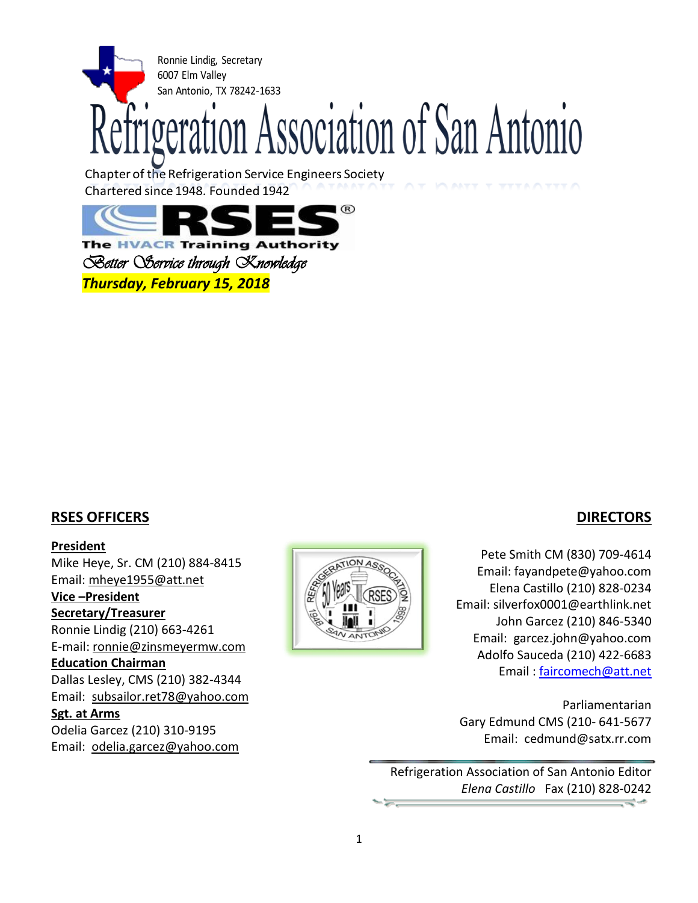Ronnie Lindig, Secretary
6007 Elm Valley
San Antonio, TX 78242-1633

# Refrigeration Association of San Antonio

Chapter of the Refrigeration Service Engineers Society
Chartered since 1948. Founded 1942

RSES®
The HVACR Training Authority

*Better Service through Knowledge*

***Thursday, February 15, 2018***

## RSES OFFICERS

**President**
Mike Heye, Sr. CM (210) 884-8415
Email: mheye1955@att.net

**Vice –President**

**Secretary/Treasurer**
Ronnie Lindig (210) 663-4261
E-mail: ronnie@zinsmeyermw.com

**Education Chairman**
Dallas Lesley, CMS (210) 382-4344
Email: subsailor.ret78@yahoo.com

**Sgt. at Arms**
Odelia Garcez (210) 310-9195
Email: odelia.garcez@yahoo.com

## DIRECTORS

Pete Smith CM (830) 709-4614
Email: fayandpete@yahoo.com
Elena Castillo (210) 828-0234
Email: silverfox0001@earthlink.net
John Garcez (210) 846-5340
Email: garcez.john@yahoo.com
Adolfo Sauceda (210) 422-6683
Email : faircomech@att.net

Parliamentarian
Gary Edmund CMS (210- 641-5677
Email: cedmund@satx.rr.com

Refrigeration Association of San Antonio Editor
*Elena Castillo* Fax (210) 828-0242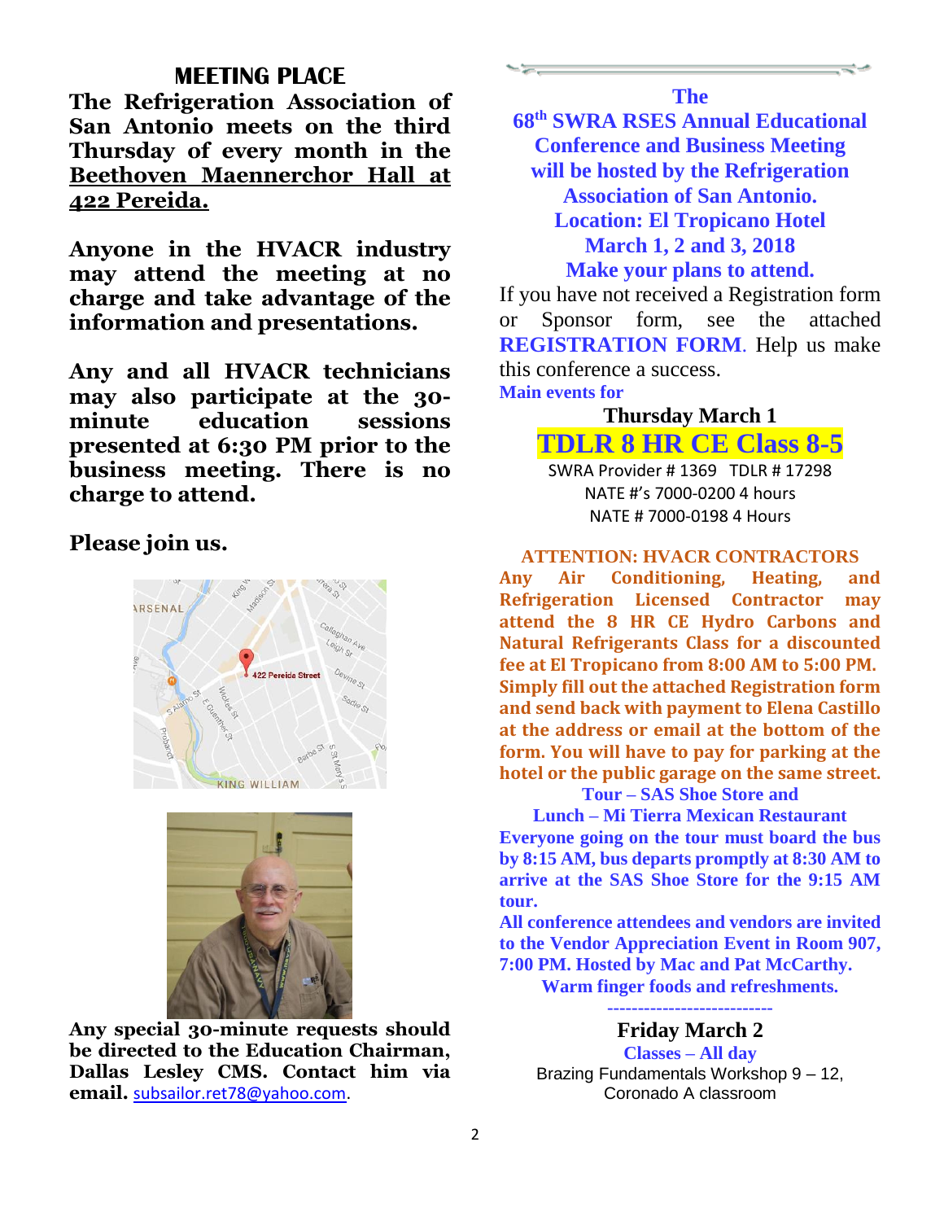## MEETING PLACE

**The Refrigeration Association of San Antonio meets on the third Thursday of every month in the Beethoven Maennerchor Hall at 422 Pereida.**

**Anyone in the HVACR industry may attend the meeting at no charge and take advantage of the information and presentations.**

**Any and all HVACR technicians may also participate at the 30-minute education sessions presented at 6:30 PM prior to the business meeting. There is no charge to attend.**

**Please join us.**

**Any special 30-minute requests should be directed to the Education Chairman, Dallas Lesley CMS. Contact him via email.** subsailor.ret78@yahoo.com.

**The 68th SWRA RSES Annual Educational Conference and Business Meeting will be hosted by the Refrigeration Association of San Antonio. Location: El Tropicano Hotel March 1, 2 and 3, 2018 Make your plans to attend.**

If you have not received a Registration form or Sponsor form, see the attached **REGISTRATION FORM**. Help us make this conference a success.

**Main events for**

**Thursday March 1**

**TDLR 8 HR CE Class 8-5**

SWRA Provider # 1369 TDLR # 17298
NATE #'s 7000-0200 4 hours
NATE # 7000-0198 4 Hours

**ATTENTION: HVACR CONTRACTORS**

**Any Air Conditioning, Heating, and Refrigeration Licensed Contractor may attend the 8 HR CE Hydro Carbons and Natural Refrigerants Class for a discounted fee at El Tropicano from 8:00 AM to 5:00 PM. Simply fill out the attached Registration form and send back with payment to Elena Castillo at the address or email at the bottom of the form. You will have to pay for parking at the hotel or the public garage on the same street.**

**Tour – SAS Shoe Store and Lunch – Mi Tierra Mexican Restaurant**

**Everyone going on the tour must board the bus by 8:15 AM, bus departs promptly at 8:30 AM to arrive at the SAS Shoe Store for the 9:15 AM tour.**

**All conference attendees and vendors are invited to the Vendor Appreciation Event in Room 907, 7:00 PM. Hosted by Mac and Pat McCarthy. Warm finger foods and refreshments.**

---

**Friday March 2**

**Classes – All day**

Brazing Fundamentals Workshop 9 – 12, Coronado A classroom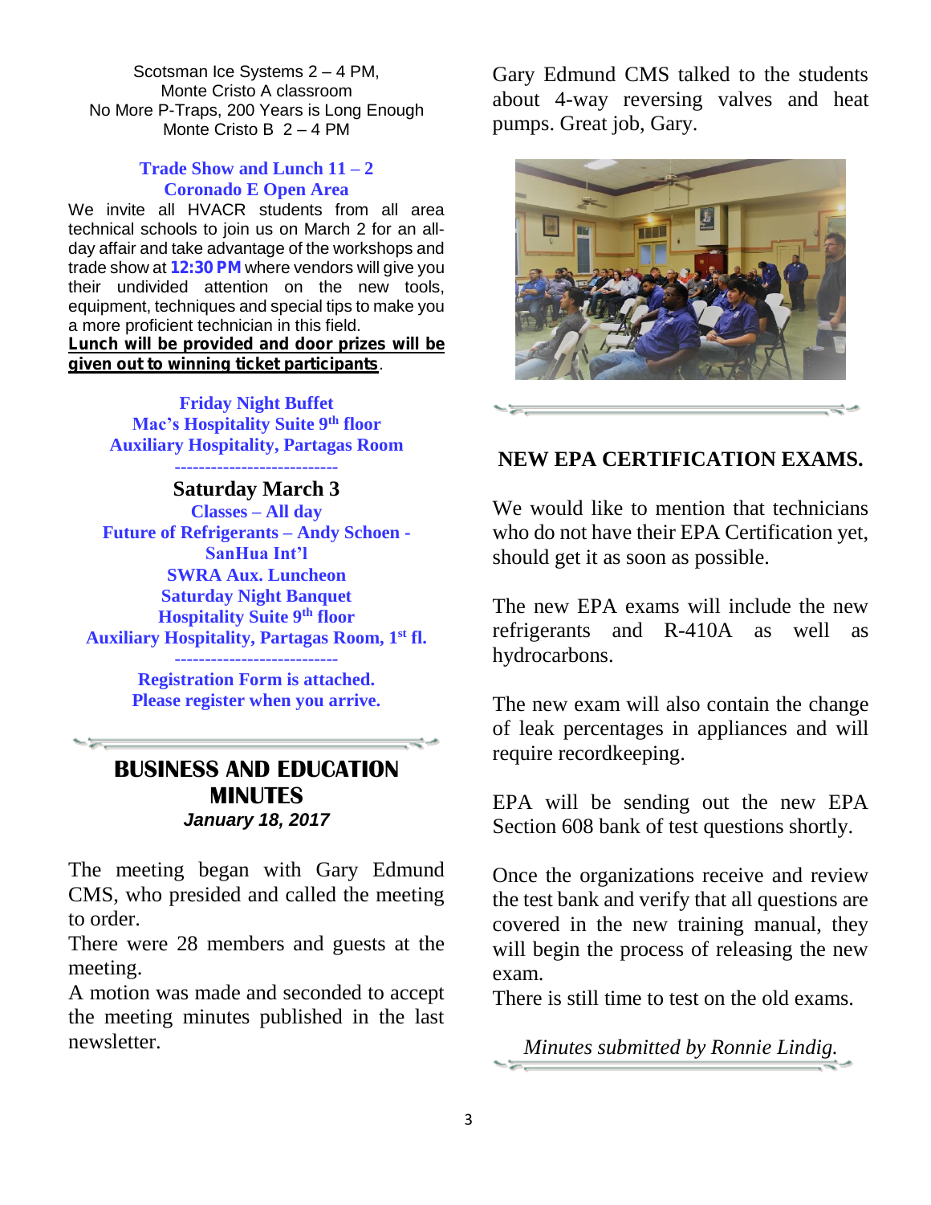Scotsman Ice Systems 2 – 4 PM,
Monte Cristo A classroom
No More P-Traps, 200 Years is Long Enough
Monte Cristo B 2 – 4 PM

**Trade Show and Lunch 11 – 2**
**Coronado E Open Area**

We invite all HVACR students from all area technical schools to join us on March 2 for an all-day affair and take advantage of the workshops and trade show at **12:30 PM** where vendors will give you their undivided attention on the new tools, equipment, techniques and special tips to make you a more proficient technician in this field.
**Lunch will be provided and door prizes will be given out to winning ticket participants**.

**Friday Night Buffet**
**Mac's Hospitality Suite 9th floor**
**Auxiliary Hospitality, Partagas Room**

---

## Saturday March 3

**Classes – All day**
**Future of Refrigerants – Andy Schoen - SanHua Int'l**
**SWRA Aux. Luncheon**
**Saturday Night Banquet**
**Hospitality Suite 9th floor**
**Auxiliary Hospitality, Partagas Room, 1st fl.**

---

**Registration Form is attached.**
**Please register when you arrive.**

## BUSINESS AND EDUCATION MINUTES

***January 18, 2017***

The meeting began with Gary Edmund CMS, who presided and called the meeting to order.
There were 28 members and guests at the meeting.
A motion was made and seconded to accept the meeting minutes published in the last newsletter.

Gary Edmund CMS talked to the students about 4-way reversing valves and heat pumps. Great job, Gary.

## NEW EPA CERTIFICATION EXAMS.

We would like to mention that technicians who do not have their EPA Certification yet, should get it as soon as possible.

The new EPA exams will include the new refrigerants and R-410A as well as hydrocarbons.

The new exam will also contain the change of leak percentages in appliances and will require recordkeeping.

EPA will be sending out the new EPA Section 608 bank of test questions shortly.

Once the organizations receive and review the test bank and verify that all questions are covered in the new training manual, they will begin the process of releasing the new exam.
There is still time to test on the old exams.

*Minutes submitted by Ronnie Lindig.*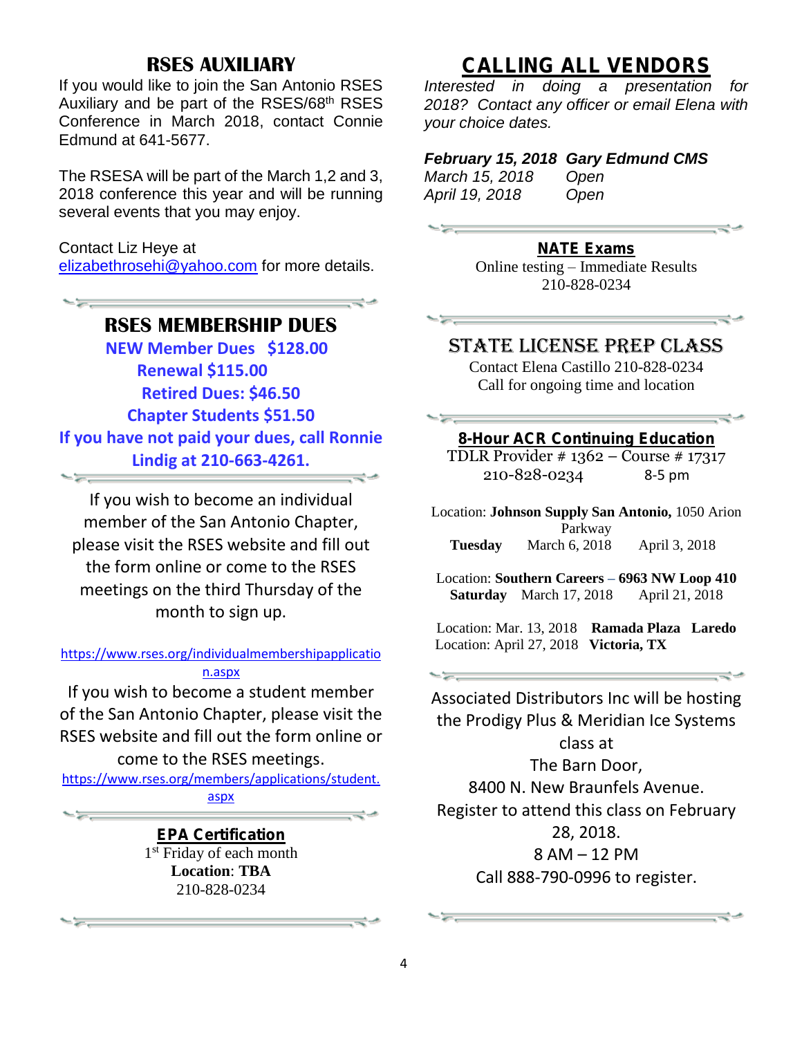## RSES AUXILIARY

If you would like to join the San Antonio RSES Auxiliary and be part of the RSES/68th RSES Conference in March 2018, contact Connie Edmund at 641-5677.

The RSESA will be part of the March 1,2 and 3, 2018 conference this year and will be running several events that you may enjoy.

Contact Liz Heye at elizabethrosehi@yahoo.com for more details.

## RSES MEMBERSHIP DUES

**NEW Member Dues $128.00**

**Renewal $115.00**

**Retired Dues: $46.50**

**Chapter Students $51.50**

**If you have not paid your dues, call Ronnie Lindig at 210-663-4261.**

If you wish to become an individual member of the San Antonio Chapter, please visit the RSES website and fill out the form online or come to the RSES meetings on the third Thursday of the month to sign up.

https://www.rses.org/individualmembershipapplication.aspx

If you wish to become a student member of the San Antonio Chapter, please visit the RSES website and fill out the form online or come to the RSES meetings.

https://www.rses.org/members/applications/student.aspx

### EPA Certification

1st Friday of each month

**Location**: **TBA**

210-828-0234

## CALLING ALL VENDORS

*Interested in doing a presentation for 2018? Contact any officer or email Elena with your choice dates.*

***February 15, 2018 Gary Edmund CMS***
*March 15, 2018 Open*
*April 19, 2018 Open*

### NATE Exams

Online testing – Immediate Results
210-828-0234

### STATE LICENSE PREP CLASS

Contact Elena Castillo 210-828-0234
Call for ongoing time and location

### 8-Hour ACR Continuing Education

TDLR Provider # 1362 – Course # 17317
210-828-0234 8-5 pm

Location: **Johnson Supply San Antonio,** 1050 Arion Parkway
**Tuesday** March 6, 2018 April 3, 2018

Location: **Southern Careers – 6963 NW Loop 410**
**Saturday** March 17, 2018 April 21, 2018

Location: Mar. 13, 2018 **Ramada Plaza Laredo**
Location: April 27, 2018 **Victoria, TX**

Associated Distributors Inc will be hosting the Prodigy Plus & Meridian Ice Systems class at The Barn Door, 8400 N. New Braunfels Avenue. Register to attend this class on February 28, 2018.
8 AM – 12 PM
Call 888-790-0996 to register.